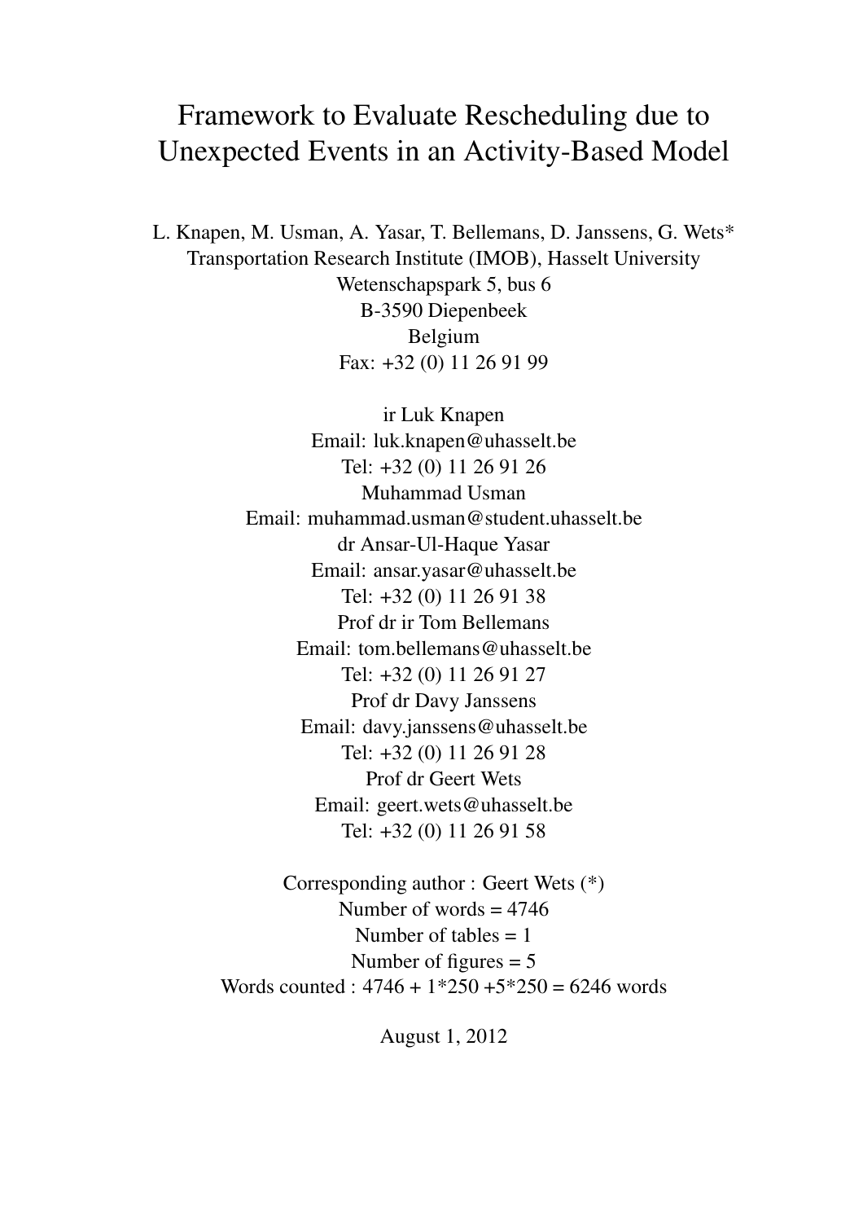# Framework to Evaluate Rescheduling due to Unexpected Events in an Activity-Based Model

L. Knapen, M. Usman, A. Yasar, T. Bellemans, D. Janssens, G. Wets*
Transportation Research Institute (IMOB), Hasselt University
Wetenschapspark 5, bus 6
B-3590 Diepenbeek
Belgium
Fax: +32 (0) 11 26 91 99

ir Luk Knapen
Email: luk.knapen@uhasselt.be
Tel: +32 (0) 11 26 91 26
Muhammad Usman
Email: muhammad.usman@student.uhasselt.be
dr Ansar-Ul-Haque Yasar
Email: ansar.yasar@uhasselt.be
Tel: +32 (0) 11 26 91 38
Prof dr ir Tom Bellemans
Email: tom.bellemans@uhasselt.be
Tel: +32 (0) 11 26 91 27
Prof dr Davy Janssens
Email: davy.janssens@uhasselt.be
Tel: +32 (0) 11 26 91 28
Prof dr Geert Wets
Email: geert.wets@uhasselt.be
Tel: +32 (0) 11 26 91 58

Corresponding author : Geert Wets (*)
Number of words = 4746
Number of tables = 1
Number of figures = 5
Words counted : 4746 + 1*250 +5*250 = 6246 words

August 1, 2012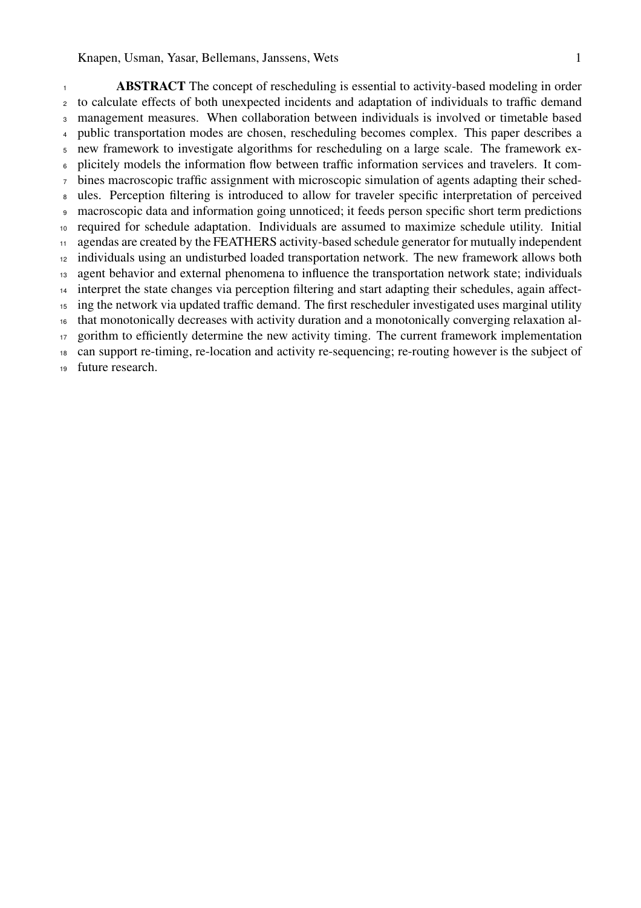**ABSTRACT** The concept of rescheduling is essential to activity-based modeling in order to calculate effects of both unexpected incidents and adaptation of individuals to traffic demand management measures. When collaboration between individuals is involved or timetable based public transportation modes are chosen, rescheduling becomes complex. This paper describes a new framework to investigate algorithms for rescheduling on a large scale. The framework explicitely models the information flow between traffic information services and travelers. It combines macroscopic traffic assignment with microscopic simulation of agents adapting their schedules. Perception filtering is introduced to allow for traveler specific interpretation of perceived macroscopic data and information going unnoticed; it feeds person specific short term predictions required for schedule adaptation. Individuals are assumed to maximize schedule utility. Initial agendas are created by the FEATHERS activity-based schedule generator for mutually independent individuals using an undisturbed loaded transportation network. The new framework allows both agent behavior and external phenomena to influence the transportation network state; individuals interpret the state changes via perception filtering and start adapting their schedules, again affecting the network via updated traffic demand. The first rescheduler investigated uses marginal utility that monotonically decreases with activity duration and a monotonically converging relaxation algorithm to efficiently determine the new activity timing. The current framework implementation can support re-timing, re-location and activity re-sequencing; re-routing however is the subject of future research.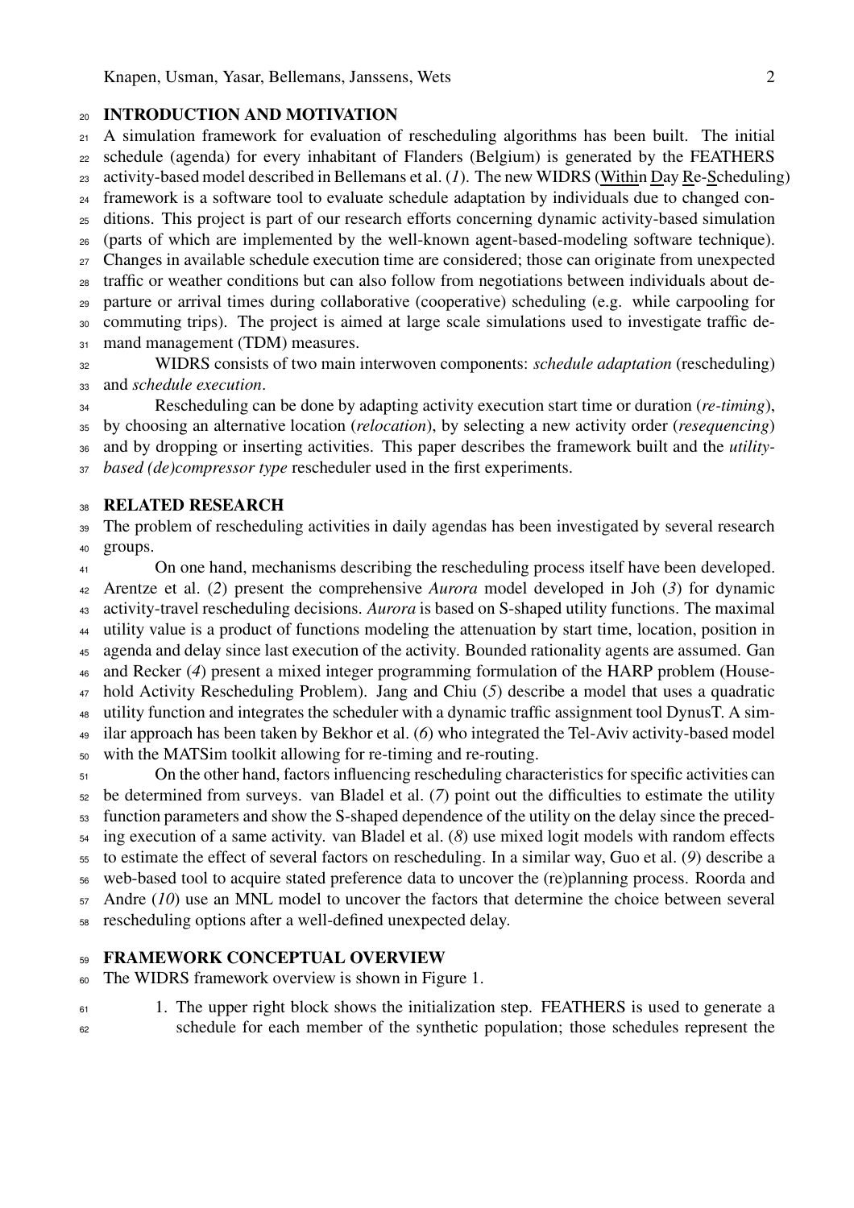## INTRODUCTION AND MOTIVATION

A simulation framework for evaluation of rescheduling algorithms has been built. The initial schedule (agenda) for every inhabitant of Flanders (Belgium) is generated by the FEATHERS activity-based model described in Bellemans et al. (*1*). The new WIDRS (Within Day Re-Scheduling) framework is a software tool to evaluate schedule adaptation by individuals due to changed conditions. This project is part of our research efforts concerning dynamic activity-based simulation (parts of which are implemented by the well-known agent-based-modeling software technique). Changes in available schedule execution time are considered; those can originate from unexpected traffic or weather conditions but can also follow from negotiations between individuals about departure or arrival times during collaborative (cooperative) scheduling (e.g. while carpooling for commuting trips). The project is aimed at large scale simulations used to investigate traffic demand management (TDM) measures.

WIDRS consists of two main interwoven components: *schedule adaptation* (rescheduling) and *schedule execution*.

Rescheduling can be done by adapting activity execution start time or duration (*re-timing*), by choosing an alternative location (*relocation*), by selecting a new activity order (*resequencing*) and by dropping or inserting activities. This paper describes the framework built and the *utility-based (de)compressor type* rescheduler used in the first experiments.

## RELATED RESEARCH

The problem of rescheduling activities in daily agendas has been investigated by several research groups.

On one hand, mechanisms describing the rescheduling process itself have been developed. Arentze et al. (*2*) present the comprehensive *Aurora* model developed in Joh (*3*) for dynamic activity-travel rescheduling decisions. *Aurora* is based on S-shaped utility functions. The maximal utility value is a product of functions modeling the attenuation by start time, location, position in agenda and delay since last execution of the activity. Bounded rationality agents are assumed. Gan and Recker (*4*) present a mixed integer programming formulation of the HARP problem (Household Activity Rescheduling Problem). Jang and Chiu (*5*) describe a model that uses a quadratic utility function and integrates the scheduler with a dynamic traffic assignment tool DynusT. A similar approach has been taken by Bekhor et al. (*6*) who integrated the Tel-Aviv activity-based model with the MATSim toolkit allowing for re-timing and re-routing.

On the other hand, factors influencing rescheduling characteristics for specific activities can be determined from surveys. van Bladel et al. (*7*) point out the difficulties to estimate the utility function parameters and show the S-shaped dependence of the utility on the delay since the preceding execution of a same activity. van Bladel et al. (*8*) use mixed logit models with random effects to estimate the effect of several factors on rescheduling. In a similar way, Guo et al. (*9*) describe a web-based tool to acquire stated preference data to uncover the (re)planning process. Roorda and Andre (*10*) use an MNL model to uncover the factors that determine the choice between several rescheduling options after a well-defined unexpected delay.

## FRAMEWORK CONCEPTUAL OVERVIEW

The WIDRS framework overview is shown in Figure 1.

1. The upper right block shows the initialization step. FEATHERS is used to generate a schedule for each member of the synthetic population; those schedules represent the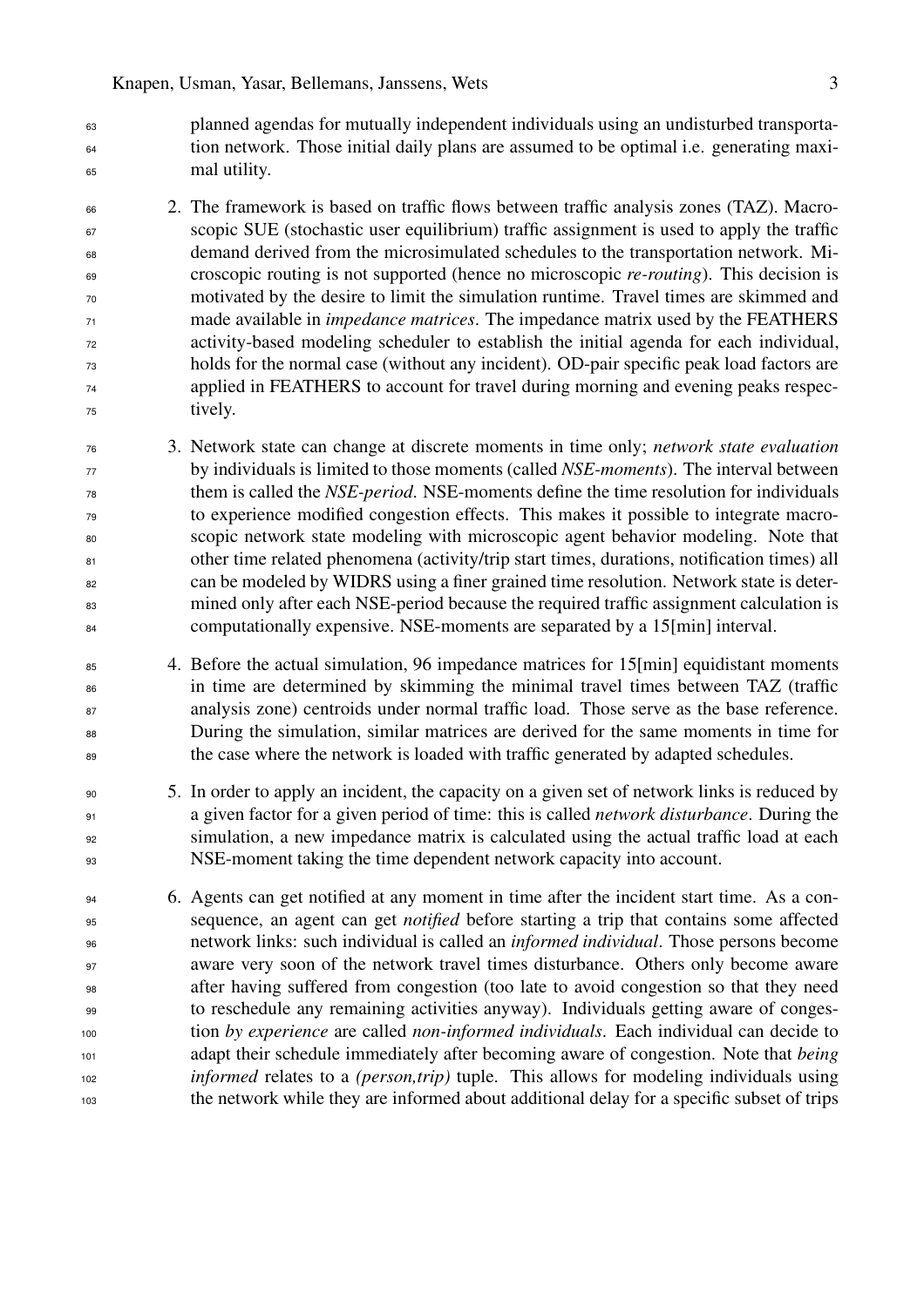planned agendas for mutually independent individuals using an undisturbed transportation network. Those initial daily plans are assumed to be optimal i.e. generating maximal utility.

2. The framework is based on traffic flows between traffic analysis zones (TAZ). Macroscopic SUE (stochastic user equilibrium) traffic assignment is used to apply the traffic demand derived from the microsimulated schedules to the transportation network. Microscopic routing is not supported (hence no microscopic *re-routing*). This decision is motivated by the desire to limit the simulation runtime. Travel times are skimmed and made available in *impedance matrices*. The impedance matrix used by the FEATHERS activity-based modeling scheduler to establish the initial agenda for each individual, holds for the normal case (without any incident). OD-pair specific peak load factors are applied in FEATHERS to account for travel during morning and evening peaks respectively.

3. Network state can change at discrete moments in time only; *network state evaluation* by individuals is limited to those moments (called *NSE-moments*). The interval between them is called the *NSE-period*. NSE-moments define the time resolution for individuals to experience modified congestion effects. This makes it possible to integrate macroscopic network state modeling with microscopic agent behavior modeling. Note that other time related phenomena (activity/trip start times, durations, notification times) all can be modeled by WIDRS using a finer grained time resolution. Network state is determined only after each NSE-period because the required traffic assignment calculation is computationally expensive. NSE-moments are separated by a 15[min] interval.

4. Before the actual simulation, 96 impedance matrices for 15[min] equidistant moments in time are determined by skimming the minimal travel times between TAZ (traffic analysis zone) centroids under normal traffic load. Those serve as the base reference. During the simulation, similar matrices are derived for the same moments in time for the case where the network is loaded with traffic generated by adapted schedules.

5. In order to apply an incident, the capacity on a given set of network links is reduced by a given factor for a given period of time: this is called *network disturbance*. During the simulation, a new impedance matrix is calculated using the actual traffic load at each NSE-moment taking the time dependent network capacity into account.

6. Agents can get notified at any moment in time after the incident start time. As a consequence, an agent can get *notified* before starting a trip that contains some affected network links: such individual is called an *informed individual*. Those persons become aware very soon of the network travel times disturbance. Others only become aware after having suffered from congestion (too late to avoid congestion so that they need to reschedule any remaining activities anyway). Individuals getting aware of congestion *by experience* are called *non-informed individuals*. Each individual can decide to adapt their schedule immediately after becoming aware of congestion. Note that *being informed* relates to a *(person,trip)* tuple. This allows for modeling individuals using the network while they are informed about additional delay for a specific subset of trips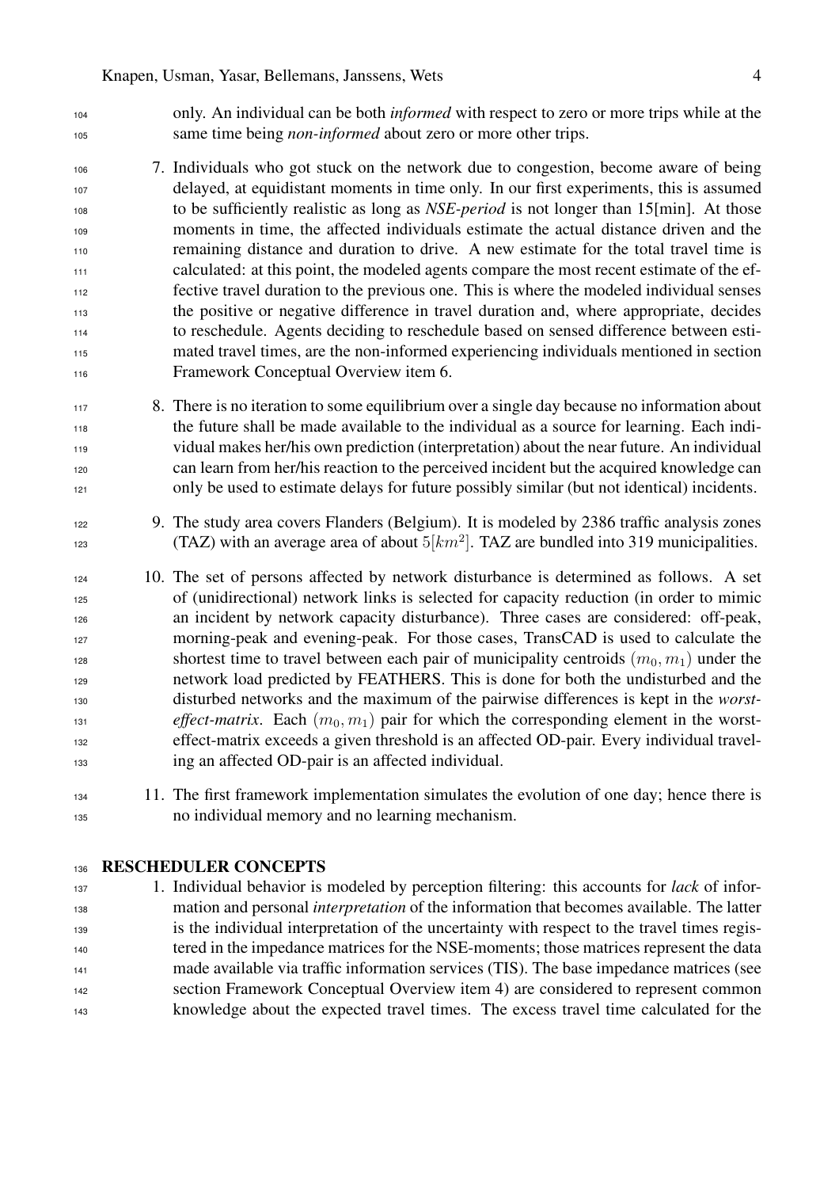only. An individual can be both *informed* with respect to zero or more trips while at the same time being *non-informed* about zero or more other trips.

7. Individuals who got stuck on the network due to congestion, become aware of being delayed, at equidistant moments in time only. In our first experiments, this is assumed to be sufficiently realistic as long as *NSE-period* is not longer than 15[min]. At those moments in time, the affected individuals estimate the actual distance driven and the remaining distance and duration to drive. A new estimate for the total travel time is calculated: at this point, the modeled agents compare the most recent estimate of the effective travel duration to the previous one. This is where the modeled individual senses the positive or negative difference in travel duration and, where appropriate, decides to reschedule. Agents deciding to reschedule based on sensed difference between estimated travel times, are the non-informed experiencing individuals mentioned in section Framework Conceptual Overview item 6.

8. There is no iteration to some equilibrium over a single day because no information about the future shall be made available to the individual as a source for learning. Each individual makes her/his own prediction (interpretation) about the near future. An individual can learn from her/his reaction to the perceived incident but the acquired knowledge can only be used to estimate delays for future possibly similar (but not identical) incidents.

9. The study area covers Flanders (Belgium). It is modeled by 2386 traffic analysis zones (TAZ) with an average area of about $5[km^2]$. TAZ are bundled into 319 municipalities.

10. The set of persons affected by network disturbance is determined as follows. A set of (unidirectional) network links is selected for capacity reduction (in order to mimic an incident by network capacity disturbance). Three cases are considered: off-peak, morning-peak and evening-peak. For those cases, TransCAD is used to calculate the shortest time to travel between each pair of municipality centroids $(m_0, m_1)$ under the network load predicted by FEATHERS. This is done for both the undisturbed and the disturbed networks and the maximum of the pairwise differences is kept in the *worst-effect-matrix*. Each $(m_0, m_1)$ pair for which the corresponding element in the worst-effect-matrix exceeds a given threshold is an affected OD-pair. Every individual traveling an affected OD-pair is an affected individual.

11. The first framework implementation simulates the evolution of one day; hence there is no individual memory and no learning mechanism.

## RESCHEDULER CONCEPTS

1. Individual behavior is modeled by perception filtering: this accounts for *lack* of information and personal *interpretation* of the information that becomes available. The latter is the individual interpretation of the uncertainty with respect to the travel times registered in the impedance matrices for the NSE-moments; those matrices represent the data made available via traffic information services (TIS). The base impedance matrices (see section Framework Conceptual Overview item 4) are considered to represent common knowledge about the expected travel times. The excess travel time calculated for the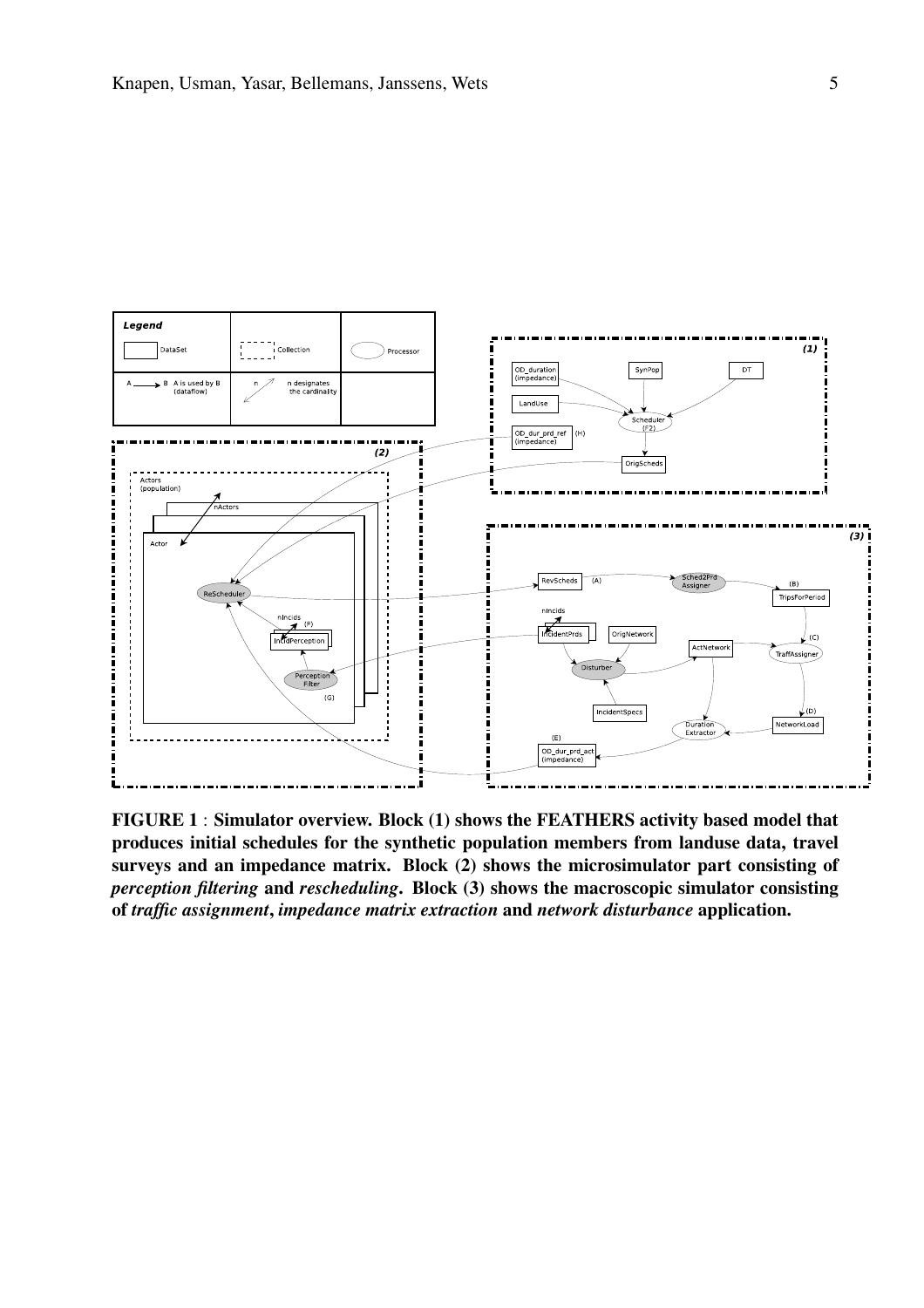**FIGURE 1** : **Simulator overview. Block (1) shows the FEATHERS activity based model that produces initial schedules for the synthetic population members from landuse data, travel surveys and an impedance matrix. Block (2) shows the microsimulator part consisting of *perception filtering* and *rescheduling*. Block (3) shows the macroscopic simulator consisting of *traffic assignment*, *impedance matrix extraction* and *network disturbance* application.**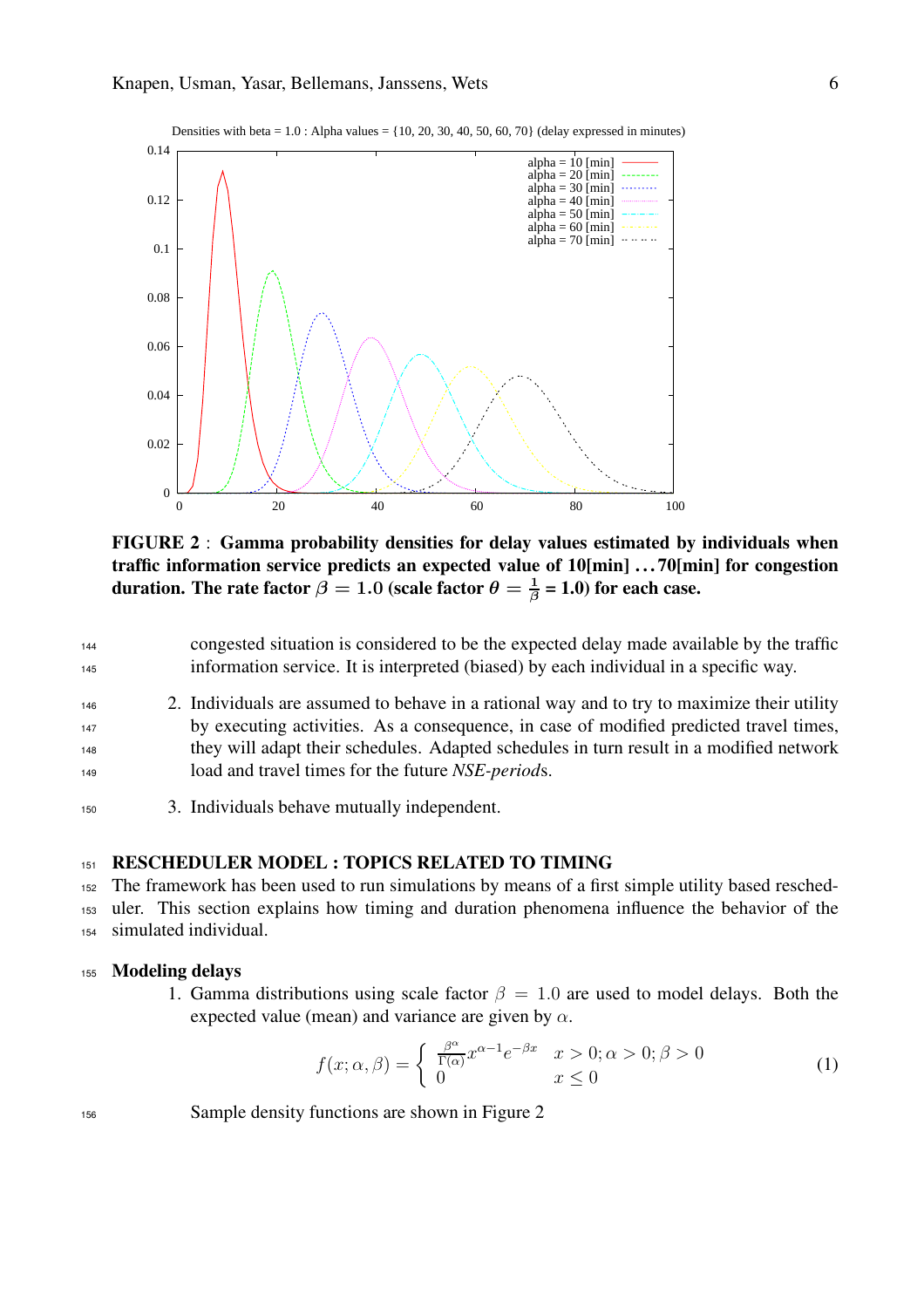Densities with beta = 1.0 : Alpha values = {10, 20, 30, 40, 50, 60, 70} (delay expressed in minutes)

**FIGURE 2 : Gamma probability densities for delay values estimated by individuals when traffic information service predicts an expected value of 10[min] . . . 70[min] for congestion duration. The rate factor $\beta = 1.0$ (scale factor $\theta = \frac{1}{\beta}$ = 1.0) for each case.**

congested situation is considered to be the expected delay made available by the traffic information service. It is interpreted (biased) by each individual in a specific way.

2. Individuals are assumed to behave in a rational way and to try to maximize their utility by executing activities. As a consequence, in case of modified predicted travel times, they will adapt their schedules. Adapted schedules in turn result in a modified network load and travel times for the future *NSE-period*s.

3. Individuals behave mutually independent.

## RESCHEDULER MODEL : TOPICS RELATED TO TIMING

The framework has been used to run simulations by means of a first simple utility based rescheduler. This section explains how timing and duration phenomena influence the behavior of the simulated individual.

### Modeling delays

1. Gamma distributions using scale factor $\beta = 1.0$ are used to model delays. Both the expected value (mean) and variance are given by $\alpha$.

$$f(x; \alpha, \beta) = \begin{cases} \frac{\beta^\alpha}{\Gamma(\alpha)} x^{\alpha-1} e^{-\beta x} & x > 0; \alpha > 0; \beta > 0 \\ 0 & x \leq 0 \end{cases} \tag{1}$$

Sample density functions are shown in Figure 2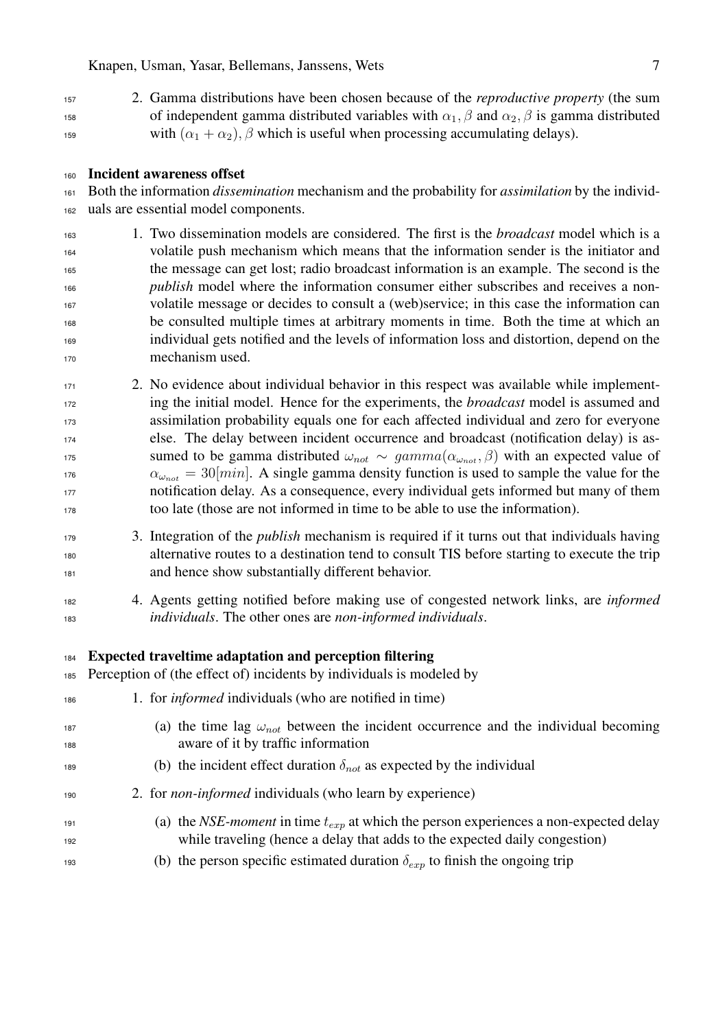2. Gamma distributions have been chosen because of the *reproductive property* (the sum of independent gamma distributed variables with $\alpha_1, \beta$ and $\alpha_2, \beta$ is gamma distributed with $(\alpha_1 + \alpha_2), \beta$ which is useful when processing accumulating delays).

**Incident awareness offset**

Both the information *dissemination* mechanism and the probability for *assimilation* by the individuals are essential model components.

1. Two dissemination models are considered. The first is the *broadcast* model which is a volatile push mechanism which means that the information sender is the initiator and the message can get lost; radio broadcast information is an example. The second is the *publish* model where the information consumer either subscribes and receives a non-volatile message or decides to consult a (web)service; in this case the information can be consulted multiple times at arbitrary moments in time. Both the time at which an individual gets notified and the levels of information loss and distortion, depend on the mechanism used.
2. No evidence about individual behavior in this respect was available while implementing the initial model. Hence for the experiments, the *broadcast* model is assumed and assimilation probability equals one for each affected individual and zero for everyone else. The delay between incident occurrence and broadcast (notification delay) is assumed to be gamma distributed $\omega_{not} \sim gamma(\alpha_{\omega_{not}}, \beta)$ with an expected value of $\alpha_{\omega_{not}} = 30[min]$. A single gamma density function is used to sample the value for the notification delay. As a consequence, every individual gets informed but many of them too late (those are not informed in time to be able to use the information).
3. Integration of the *publish* mechanism is required if it turns out that individuals having alternative routes to a destination tend to consult TIS before starting to execute the trip and hence show substantially different behavior.
4. Agents getting notified before making use of congested network links, are *informed individuals*. The other ones are *non-informed individuals*.

**Expected traveltime adaptation and perception filtering**

Perception of (the effect of) incidents by individuals is modeled by

1. for *informed* individuals (who are notified in time)
   (a) the time lag $\omega_{not}$ between the incident occurrence and the individual becoming aware of it by traffic information
   (b) the incident effect duration $\delta_{not}$ as expected by the individual
2. for *non-informed* individuals (who learn by experience)
   (a) the *NSE-moment* in time $t_{exp}$ at which the person experiences a non-expected delay while traveling (hence a delay that adds to the expected daily congestion)
   (b) the person specific estimated duration $\delta_{exp}$ to finish the ongoing trip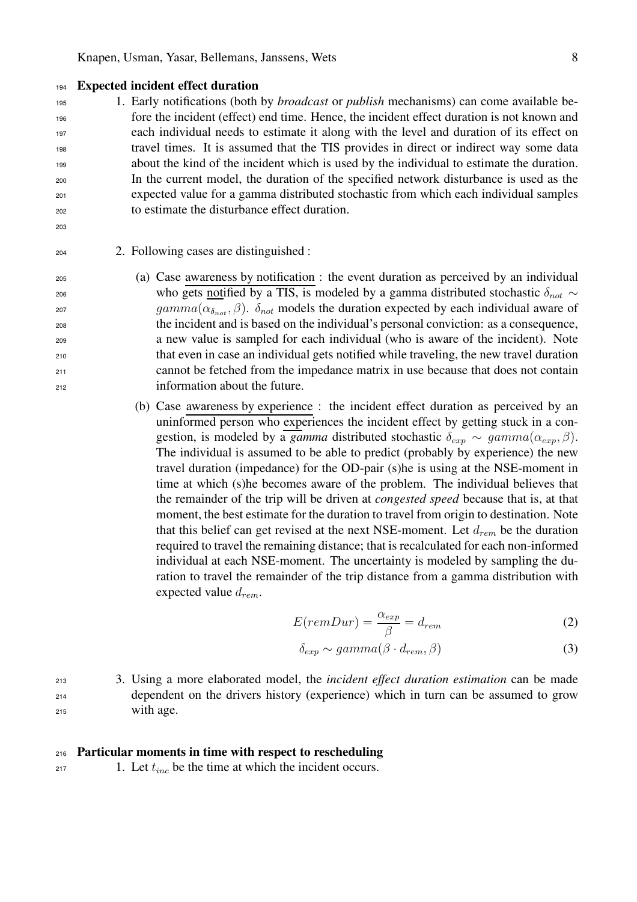**Expected incident effect duration**

1. Early notifications (both by *broadcast* or *publish* mechanisms) can come available before the incident (effect) end time. Hence, the incident effect duration is not known and each individual needs to estimate it along with the level and duration of its effect on travel times. It is assumed that the TIS provides in direct or indirect way some data about the kind of the incident which is used by the individual to estimate the duration. In the current model, the duration of the specified network disturbance is used as the expected value for a gamma distributed stochastic from which each individual samples to estimate the disturbance effect duration.

2. Following cases are distinguished :

   (a) Case awareness by notification : the event duration as perceived by an individual who gets notified by a TIS, is modeled by a gamma distributed stochastic $\delta_{not} \sim gamma(\alpha_{\delta_{not}}, \beta)$. $\delta_{not}$ models the duration expected by each individual aware of the incident and is based on the individual's personal conviction: as a consequence, a new value is sampled for each individual (who is aware of the incident). Note that even in case an individual gets notified while traveling, the new travel duration cannot be fetched from the impedance matrix in use because that does not contain information about the future.

   (b) Case awareness by experience : the incident effect duration as perceived by an uninformed person who experiences the incident effect by getting stuck in a congestion, is modeled by a *gamma* distributed stochastic $\delta_{exp} \sim gamma(\alpha_{exp}, \beta)$. The individual is assumed to be able to predict (probably by experience) the new travel duration (impedance) for the OD-pair (s)he is using at the NSE-moment in time at which (s)he becomes aware of the problem. The individual believes that the remainder of the trip will be driven at *congested speed* because that is, at that moment, the best estimate for the duration to travel from origin to destination. Note that this belief can get revised at the next NSE-moment. Let $d_{rem}$ be the duration required to travel the remaining distance; that is recalculated for each non-informed individual at each NSE-moment. The uncertainty is modeled by sampling the duration to travel the remainder of the trip distance from a gamma distribution with expected value $d_{rem}$.

$$E(remDur) = \frac{\alpha_{exp}}{\beta} = d_{rem} \tag{2}$$

$$\delta_{exp} \sim gamma(\beta \cdot d_{rem}, \beta) \tag{3}$$

3. Using a more elaborated model, the *incident effect duration estimation* can be made dependent on the drivers history (experience) which in turn can be assumed to grow with age.

**Particular moments in time with respect to rescheduling**

1. Let $t_{inc}$ be the time at which the incident occurs.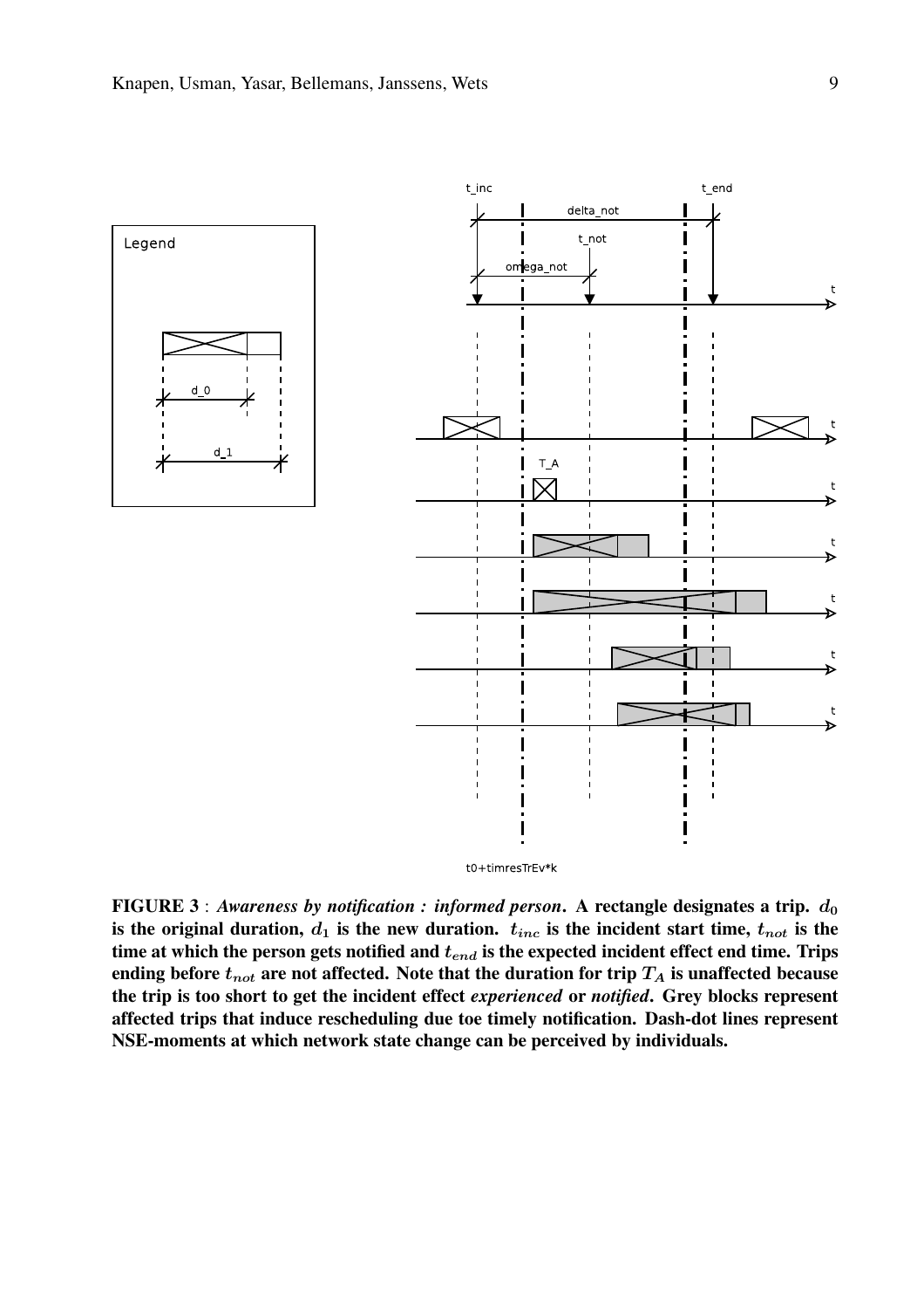**FIGURE 3** : ***Awareness by notification : informed person*. A rectangle designates a trip. $d_0$ is the original duration, $d_1$ is the new duration. $t_{inc}$ is the incident start time, $t_{not}$ is the time at which the person gets notified and $t_{end}$ is the expected incident effect end time. Trips ending before $t_{not}$ are not affected. Note that the duration for trip $T_A$ is unaffected because the trip is too short to get the incident effect *experienced* or *notified*. Grey blocks represent affected trips that induce rescheduling due toe timely notification. Dash-dot lines represent NSE-moments at which network state change can be perceived by individuals.**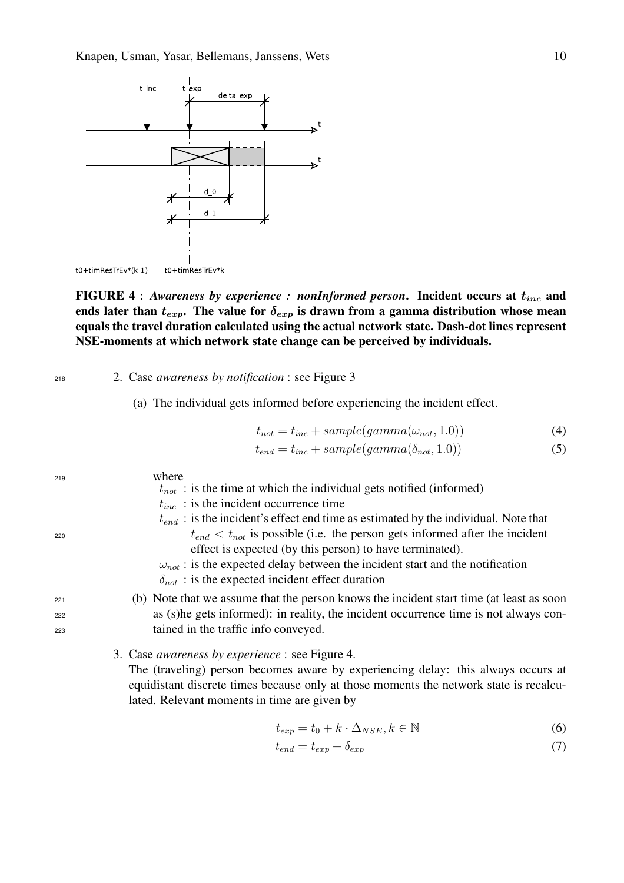**FIGURE 4** : ***Awareness by experience : nonInformed person*. Incident occurs at $t_{inc}$ and ends later than $t_{exp}$. The value for $\delta_{exp}$ is drawn from a gamma distribution whose mean equals the travel duration calculated using the actual network state. Dash-dot lines represent NSE-moments at which network state change can be perceived by individuals.**

2. Case *awareness by notification* : see Figure 3

   (a) The individual gets informed before experiencing the incident effect.

$$t_{not} = t_{inc} + sample(gamma(\omega_{not}, 1.0)) \tag{4}$$

$$t_{end} = t_{inc} + sample(gamma(\delta_{not}, 1.0)) \tag{5}$$

   where
   
   $t_{not}$ : is the time at which the individual gets notified (informed)
   
   $t_{inc}$ : is the incident occurrence time
   
   $t_{end}$ : is the incident's effect end time as estimated by the individual. Note that $t_{end} < t_{not}$ is possible (i.e. the person gets informed after the incident effect is expected (by this person) to have terminated).
   
   $\omega_{not}$ : is the expected delay between the incident start and the notification
   
   $\delta_{not}$ : is the expected incident effect duration

   (b) Note that we assume that the person knows the incident start time (at least as soon as (s)he gets informed): in reality, the incident occurrence time is not always contained in the traffic info conveyed.

3. Case *awareness by experience* : see Figure 4.
   The (traveling) person becomes aware by experiencing delay: this always occurs at equidistant discrete times because only at those moments the network state is recalculated. Relevant moments in time are given by

$$t_{exp} = t_0 + k \cdot \Delta_{NSE}, k \in \mathbb{N} \tag{6}$$

$$t_{end} = t_{exp} + \delta_{exp} \tag{7}$$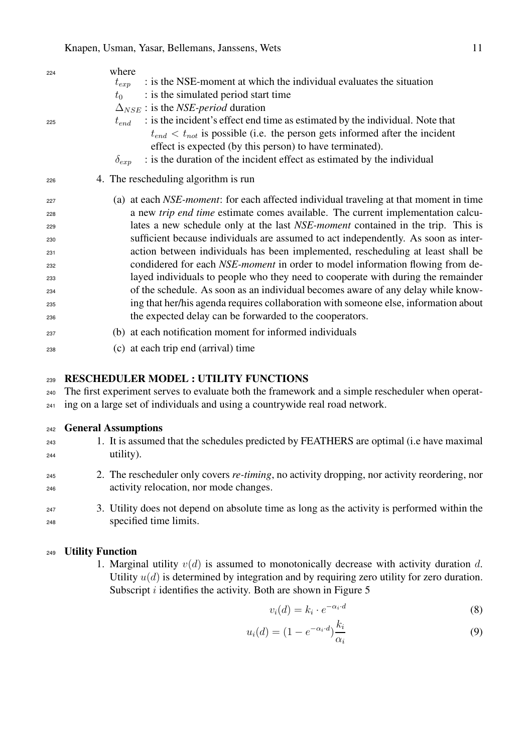where

$t_{exp}$ : is the NSE-moment at which the individual evaluates the situation

$t_0$ : is the simulated period start time

$\Delta_{NSE}$ : is the *NSE-period* duration

$t_{end}$ : is the incident's effect end time as estimated by the individual. Note that $t_{end} < t_{not}$ is possible (i.e. the person gets informed after the incident effect is expected (by this person) to have terminated).

$\delta_{exp}$ : is the duration of the incident effect as estimated by the individual

4. The rescheduling algorithm is run

   (a) at each *NSE-moment*: for each affected individual traveling at that moment in time a new *trip end time* estimate comes available. The current implementation calculates a new schedule only at the last *NSE-moment* contained in the trip. This is sufficient because individuals are assumed to act independently. As soon as interaction between individuals has been implemented, rescheduling at least shall be condidered for each *NSE-moment* in order to model information flowing from delayed individuals to people who they need to cooperate with during the remainder of the schedule. As soon as an individual becomes aware of any delay while knowing that her/his agenda requires collaboration with someone else, information about the expected delay can be forwarded to the cooperators.

   (b) at each notification moment for informed individuals

   (c) at each trip end (arrival) time

## RESCHEDULER MODEL : UTILITY FUNCTIONS

The first experiment serves to evaluate both the framework and a simple rescheduler when operating on a large set of individuals and using a countrywide real road network.

### General Assumptions

1. It is assumed that the schedules predicted by FEATHERS are optimal (i.e have maximal utility).
2. The rescheduler only covers *re-timing*, no activity dropping, nor activity reordering, nor activity relocation, nor mode changes.
3. Utility does not depend on absolute time as long as the activity is performed within the specified time limits.

### Utility Function

1. Marginal utility $v(d)$ is assumed to monotonically decrease with activity duration $d$. Utility $u(d)$ is determined by integration and by requiring zero utility for zero duration. Subscript $i$ identifies the activity. Both are shown in Figure 5

$$v_i(d) = k_i \cdot e^{-\alpha_i \cdot d} \tag{8}$$

$$u_i(d) = (1 - e^{-\alpha_i \cdot d})\frac{k_i}{\alpha_i} \tag{9}$$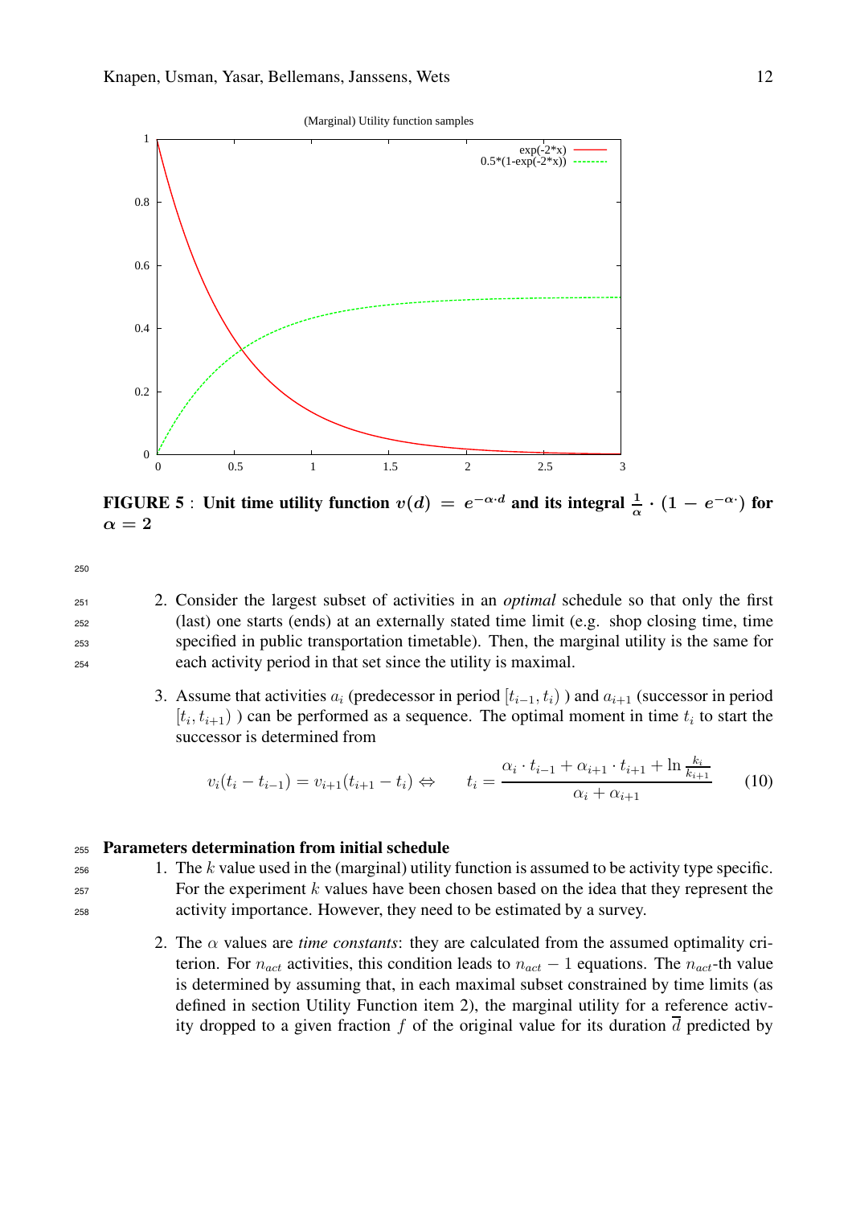FIGURE 5 : Unit time utility function $v(d) = e^{-\alpha \cdot d}$ and its integral $\frac{1}{\alpha} \cdot (1 - e^{-\alpha \cdot})$ for $\alpha = 2$

2. Consider the largest subset of activities in an *optimal* schedule so that only the first (last) one starts (ends) at an externally stated time limit (e.g. shop closing time, time specified in public transportation timetable). Then, the marginal utility is the same for each activity period in that set since the utility is maximal.

3. Assume that activities $a_i$ (predecessor in period $[t_{i-1}, t_i)$ ) and $a_{i+1}$ (successor in period $[t_i, t_{i+1})$ ) can be performed as a sequence. The optimal moment in time $t_i$ to start the successor is determined from

$$v_i(t_i - t_{i-1}) = v_{i+1}(t_{i+1} - t_i) \Leftrightarrow \qquad t_i = \frac{\alpha_i \cdot t_{i-1} + \alpha_{i+1} \cdot t_{i+1} + \ln \frac{k_i}{k_{i+1}}}{\alpha_i + \alpha_{i+1}} \tag{10}$$

**Parameters determination from initial schedule**

1. The $k$ value used in the (marginal) utility function is assumed to be activity type specific. For the experiment $k$ values have been chosen based on the idea that they represent the activity importance. However, they need to be estimated by a survey.

2. The $\alpha$ values are *time constants*: they are calculated from the assumed optimality criterion. For $n_{act}$ activities, this condition leads to $n_{act} - 1$ equations. The $n_{act}$-th value is determined by assuming that, in each maximal subset constrained by time limits (as defined in section Utility Function item 2), the marginal utility for a reference activity dropped to a given fraction $f$ of the original value for its duration $\overline{d}$ predicted by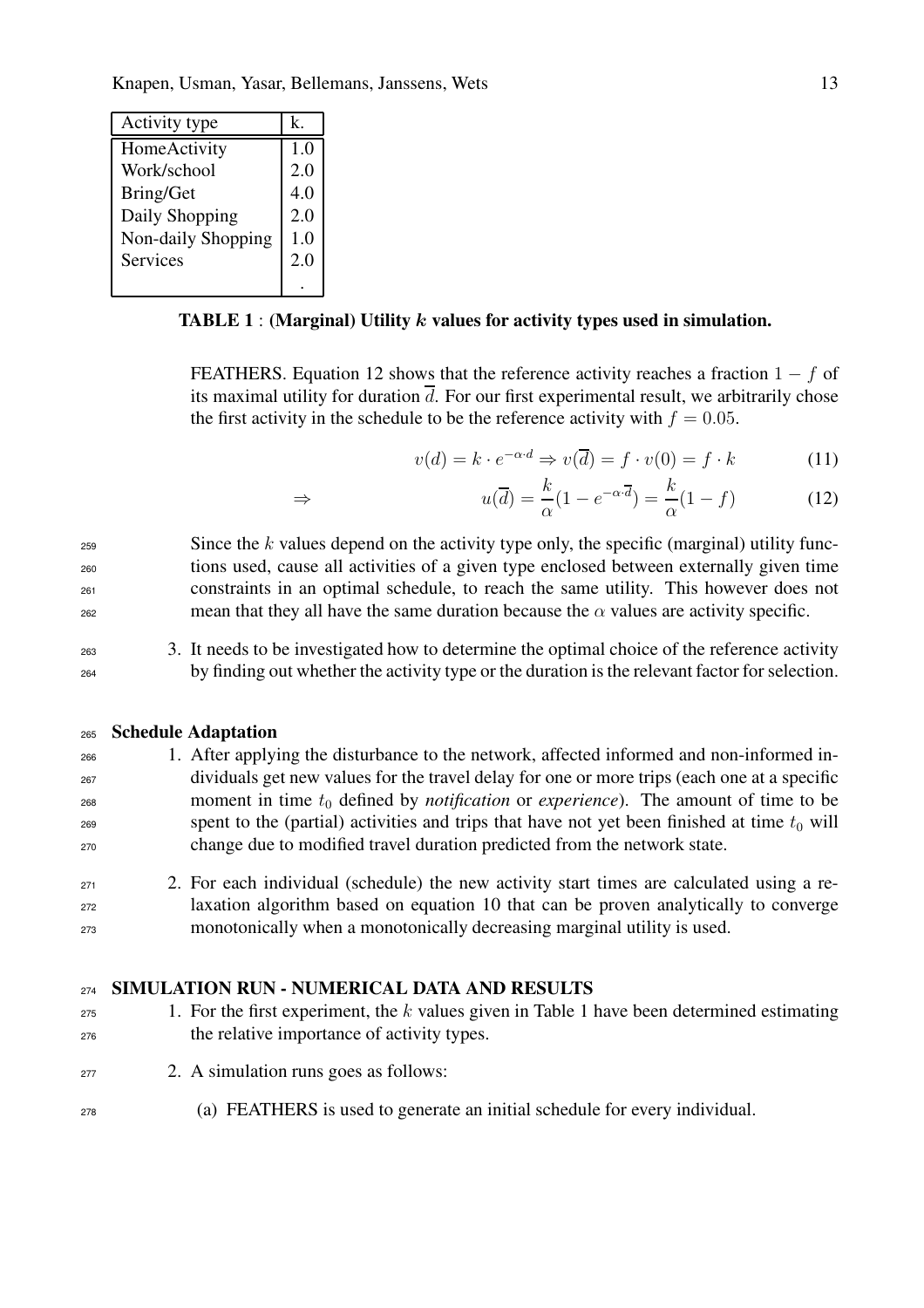| Activity type | k. |
| --- | --- |
| HomeActivity | 1.0 |
| Work/school | 2.0 |
| Bring/Get | 4.0 |
| Daily Shopping | 2.0 |
| Non-daily Shopping | 1.0 |
| Services | 2.0 |
| | . |

**TABLE 1** : **(Marginal) Utility $k$ values for activity types used in simulation.**

FEATHERS. Equation 12 shows that the reference activity reaches a fraction $1 - f$ of its maximal utility for duration $\overline{d}$. For our first experimental result, we arbitrarily chose the first activity in the schedule to be the reference activity with $f = 0.05$.

$$v(d) = k \cdot e^{-\alpha \cdot d} \Rightarrow v(\overline{d}) = f \cdot v(0) = f \cdot k \tag{11}$$

$$\Rightarrow \qquad u(\overline{d}) = \frac{k}{\alpha}(1 - e^{-\alpha \cdot \overline{d}}) = \frac{k}{\alpha}(1 - f) \tag{12}$$

Since the $k$ values depend on the activity type only, the specific (marginal) utility functions used, cause all activities of a given type enclosed between externally given time constraints in an optimal schedule, to reach the same utility. This however does not mean that they all have the same duration because the $\alpha$ values are activity specific.

3. It needs to be investigated how to determine the optimal choice of the reference activity by finding out whether the activity type or the duration is the relevant factor for selection.

## Schedule Adaptation

1. After applying the disturbance to the network, affected informed and non-informed individuals get new values for the travel delay for one or more trips (each one at a specific moment in time $t_0$ defined by *notification* or *experience*). The amount of time to be spent to the (partial) activities and trips that have not yet been finished at time $t_0$ will change due to modified travel duration predicted from the network state.

2. For each individual (schedule) the new activity start times are calculated using a relaxation algorithm based on equation 10 that can be proven analytically to converge monotonically when a monotonically decreasing marginal utility is used.

## SIMULATION RUN - NUMERICAL DATA AND RESULTS

1. For the first experiment, the $k$ values given in Table 1 have been determined estimating the relative importance of activity types.

2. A simulation runs goes as follows:

   (a) FEATHERS is used to generate an initial schedule for every individual.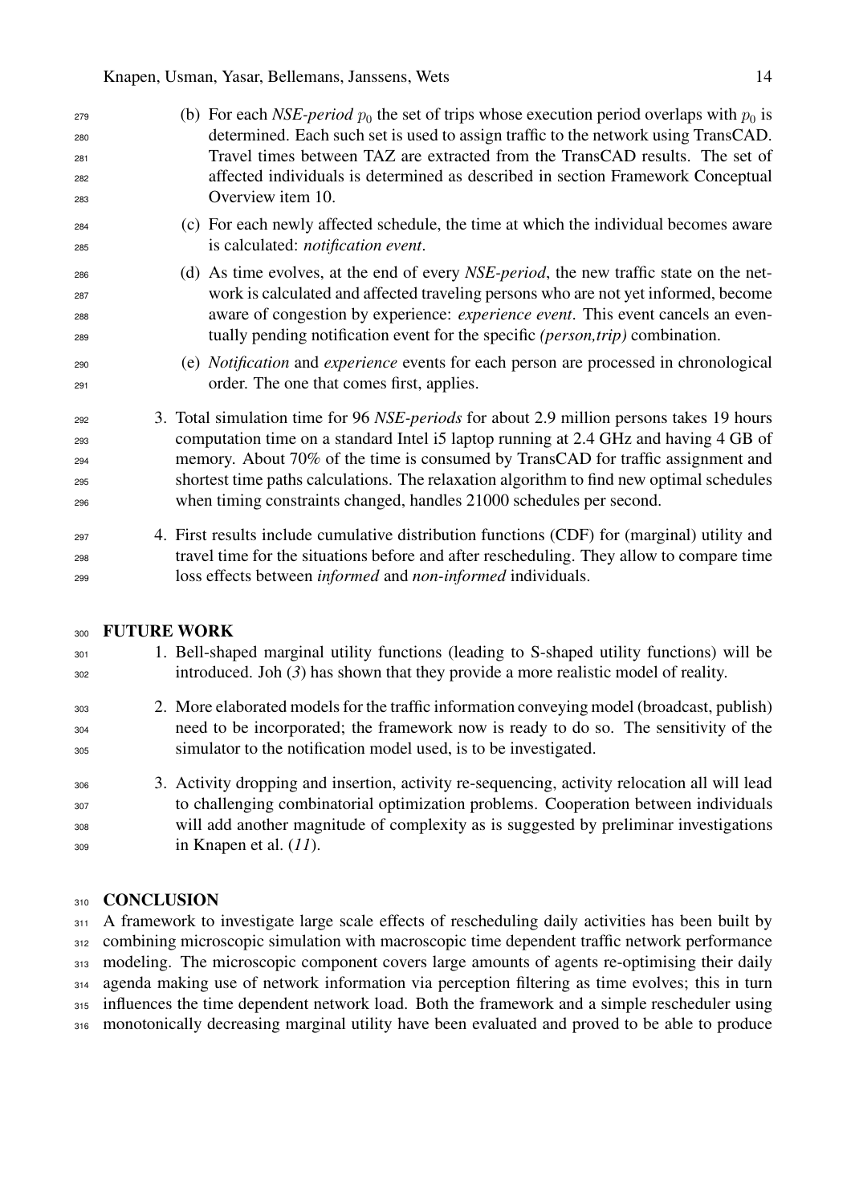(b) For each *NSE-period* $p_0$ the set of trips whose execution period overlaps with $p_0$ is determined. Each such set is used to assign traffic to the network using TransCAD. Travel times between TAZ are extracted from the TransCAD results. The set of affected individuals is determined as described in section Framework Conceptual Overview item 10.

(c) For each newly affected schedule, the time at which the individual becomes aware is calculated: *notification event*.

(d) As time evolves, at the end of every *NSE-period*, the new traffic state on the network is calculated and affected traveling persons who are not yet informed, become aware of congestion by experience: *experience event*. This event cancels an eventually pending notification event for the specific *(person,trip)* combination.

(e) *Notification* and *experience* events for each person are processed in chronological order. The one that comes first, applies.

3. Total simulation time for 96 *NSE-periods* for about 2.9 million persons takes 19 hours computation time on a standard Intel i5 laptop running at 2.4 GHz and having 4 GB of memory. About 70% of the time is consumed by TransCAD for traffic assignment and shortest time paths calculations. The relaxation algorithm to find new optimal schedules when timing constraints changed, handles 21000 schedules per second.

4. First results include cumulative distribution functions (CDF) for (marginal) utility and travel time for the situations before and after rescheduling. They allow to compare time loss effects between *informed* and *non-informed* individuals.

## FUTURE WORK

1. Bell-shaped marginal utility functions (leading to S-shaped utility functions) will be introduced. Joh (*3*) has shown that they provide a more realistic model of reality.

2. More elaborated models for the traffic information conveying model (broadcast, publish) need to be incorporated; the framework now is ready to do so. The sensitivity of the simulator to the notification model used, is to be investigated.

3. Activity dropping and insertion, activity re-sequencing, activity relocation all will lead to challenging combinatorial optimization problems. Cooperation between individuals will add another magnitude of complexity as is suggested by preliminar investigations in Knapen et al. (*11*).

## CONCLUSION

A framework to investigate large scale effects of rescheduling daily activities has been built by combining microscopic simulation with macroscopic time dependent traffic network performance modeling. The microscopic component covers large amounts of agents re-optimising their daily agenda making use of network information via perception filtering as time evolves; this in turn influences the time dependent network load. Both the framework and a simple rescheduler using monotonically decreasing marginal utility have been evaluated and proved to be able to produce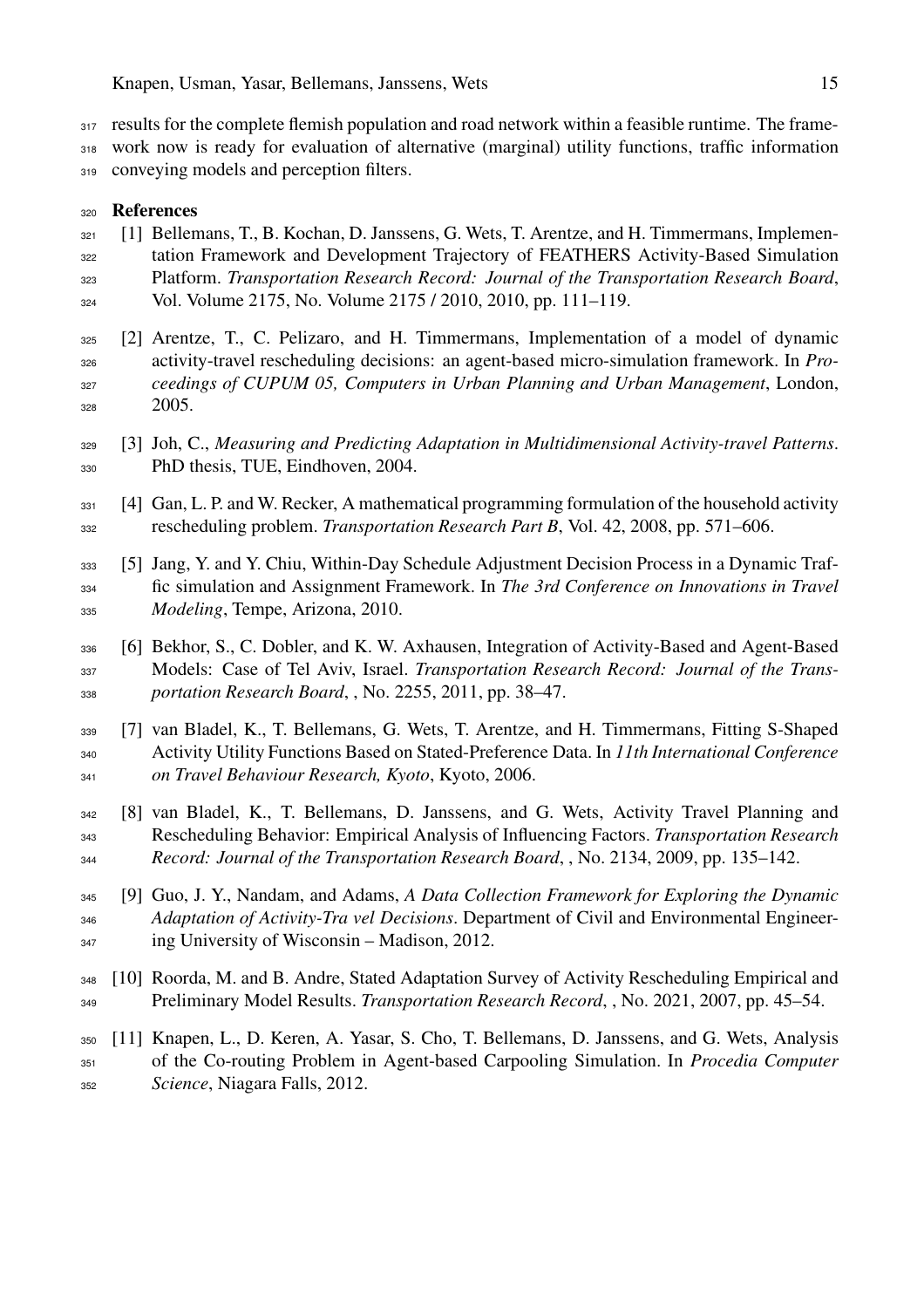results for the complete flemish population and road network within a feasible runtime. The framework now is ready for evaluation of alternative (marginal) utility functions, traffic information conveying models and perception filters.

## References

[1] Bellemans, T., B. Kochan, D. Janssens, G. Wets, T. Arentze, and H. Timmermans, Implementation Framework and Development Trajectory of FEATHERS Activity-Based Simulation Platform. *Transportation Research Record: Journal of the Transportation Research Board*, Vol. Volume 2175, No. Volume 2175 / 2010, 2010, pp. 111–119.

[2] Arentze, T., C. Pelizaro, and H. Timmermans, Implementation of a model of dynamic activity-travel rescheduling decisions: an agent-based micro-simulation framework. In *Proceedings of CUPUM 05, Computers in Urban Planning and Urban Management*, London, 2005.

[3] Joh, C., *Measuring and Predicting Adaptation in Multidimensional Activity-travel Patterns*. PhD thesis, TUE, Eindhoven, 2004.

[4] Gan, L. P. and W. Recker, A mathematical programming formulation of the household activity rescheduling problem. *Transportation Research Part B*, Vol. 42, 2008, pp. 571–606.

[5] Jang, Y. and Y. Chiu, Within-Day Schedule Adjustment Decision Process in a Dynamic Traffic simulation and Assignment Framework. In *The 3rd Conference on Innovations in Travel Modeling*, Tempe, Arizona, 2010.

[6] Bekhor, S., C. Dobler, and K. W. Axhausen, Integration of Activity-Based and Agent-Based Models: Case of Tel Aviv, Israel. *Transportation Research Record: Journal of the Transportation Research Board*, , No. 2255, 2011, pp. 38–47.

[7] van Bladel, K., T. Bellemans, G. Wets, T. Arentze, and H. Timmermans, Fitting S-Shaped Activity Utility Functions Based on Stated-Preference Data. In *11th International Conference on Travel Behaviour Research, Kyoto*, Kyoto, 2006.

[8] van Bladel, K., T. Bellemans, D. Janssens, and G. Wets, Activity Travel Planning and Rescheduling Behavior: Empirical Analysis of Influencing Factors. *Transportation Research Record: Journal of the Transportation Research Board*, , No. 2134, 2009, pp. 135–142.

[9] Guo, J. Y., Nandam, and Adams, *A Data Collection Framework for Exploring the Dynamic Adaptation of Activity-Tra vel Decisions*. Department of Civil and Environmental Engineering University of Wisconsin – Madison, 2012.

[10] Roorda, M. and B. Andre, Stated Adaptation Survey of Activity Rescheduling Empirical and Preliminary Model Results. *Transportation Research Record*, , No. 2021, 2007, pp. 45–54.

[11] Knapen, L., D. Keren, A. Yasar, S. Cho, T. Bellemans, D. Janssens, and G. Wets, Analysis of the Co-routing Problem in Agent-based Carpooling Simulation. In *Procedia Computer Science*, Niagara Falls, 2012.